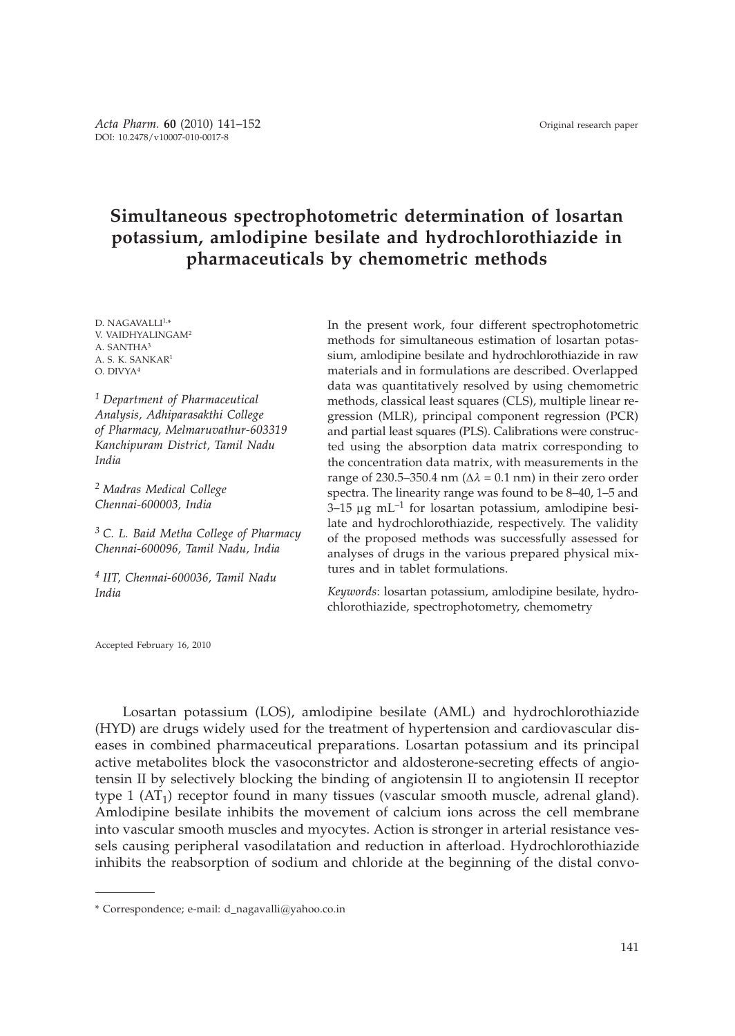Original research paper

# Simultaneous spectrophotometric determination of losartan potassium, amlodipine besilate and hydrochlorothiazide in pharmaceuticals by chemometric methods

D. NAGAVALLI[1,*]
V. VAIDHYALINGAM[2]
A. SANTHA[3]
A. S. K. SANKAR[1]
O. DIVYA[4]

*[1] Department of Pharmaceutical Analysis, Adhiparasakthi College of Pharmacy, Melmaruvathur-603319 Kanchipuram District, Tamil Nadu India*

*[2] Madras Medical College Chennai-600003, India*

*[3] C. L. Baid Metha College of Pharmacy Chennai-600096, Tamil Nadu, India*

*[4] IIT, Chennai-600036, Tamil Nadu India*

Accepted February 16, 2010

In the present work, four different spectrophotometric methods for simultaneous estimation of losartan potassium, amlodipine besilate and hydrochlorothiazide in raw materials and in formulations are described. Overlapped data was quantitatively resolved by using chemometric methods, classical least squares (CLS), multiple linear regression (MLR), principal component regression (PCR) and partial least squares (PLS). Calibrations were constructed using the absorption data matrix corresponding to the concentration data matrix, with measurements in the range of 230.5–350.4 nm ($\Delta\lambda$ = 0.1 nm) in their zero order spectra. The linearity range was found to be 8–40, 1–5 and 3–15 µg mL$^{-1}$ for losartan potassium, amlodipine besilate and hydrochlorothiazide, respectively. The validity of the proposed methods was successfully assessed for analyses of drugs in the various prepared physical mixtures and in tablet formulations.

*Keywords*: losartan potassium, amlodipine besilate, hydrochlorothiazide, spectrophotometry, chemometry

Losartan potassium (LOS), amlodipine besilate (AML) and hydrochlorothiazide (HYD) are drugs widely used for the treatment of hypertension and cardiovascular diseases in combined pharmaceutical preparations. Losartan potassium and its principal active metabolites block the vasoconstrictor and aldosterone-secreting effects of angiotensin II by selectively blocking the binding of angiotensin II to angiotensin II receptor type 1 ($AT_1$) receptor found in many tissues (vascular smooth muscle, adrenal gland). Amlodipine besilate inhibits the movement of calcium ions across the cell membrane into vascular smooth muscles and myocytes. Action is stronger in arterial resistance vessels causing peripheral vasodilatation and reduction in afterload. Hydrochlorothiazide inhibits the reabsorption of sodium and chloride at the beginning of the distal convo-

\* Correspondence; e-mail: d_nagavalli@yahoo.co.in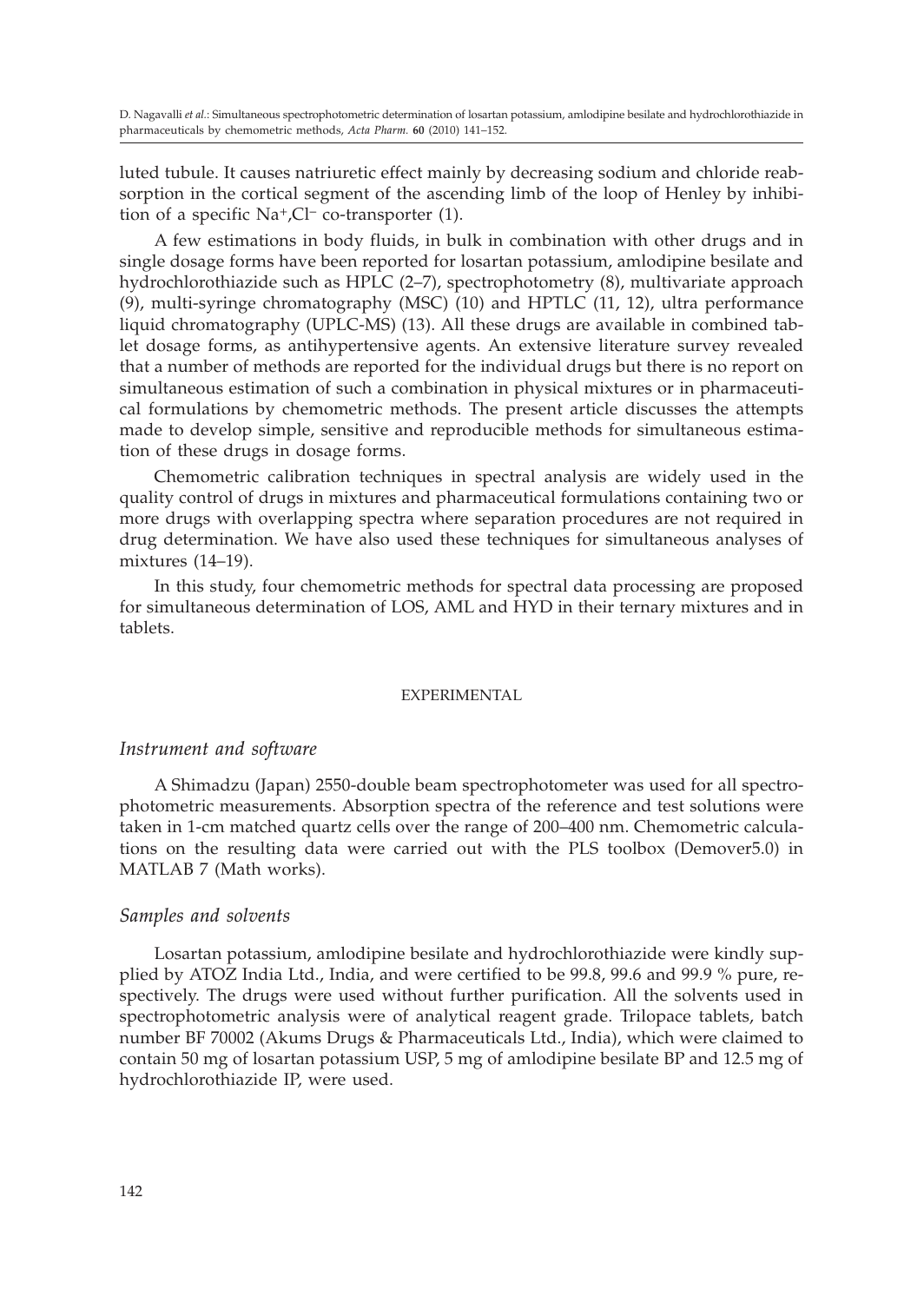luted tubule. It causes natriuretic effect mainly by decreasing sodium and chloride reabsorption in the cortical segment of the ascending limb of the loop of Henley by inhibition of a specific $Na^+$,$Cl^-$ co-transporter (1).

A few estimations in body fluids, in bulk in combination with other drugs and in single dosage forms have been reported for losartan potassium, amlodipine besilate and hydrochlorothiazide such as HPLC (2–7), spectrophotometry (8), multivariate approach (9), multi-syringe chromatography (MSC) (10) and HPTLC (11, 12), ultra performance liquid chromatography (UPLC-MS) (13). All these drugs are available in combined tablet dosage forms, as antihypertensive agents. An extensive literature survey revealed that a number of methods are reported for the individual drugs but there is no report on simultaneous estimation of such a combination in physical mixtures or in pharmaceutical formulations by chemometric methods. The present article discusses the attempts made to develop simple, sensitive and reproducible methods for simultaneous estimation of these drugs in dosage forms.

Chemometric calibration techniques in spectral analysis are widely used in the quality control of drugs in mixtures and pharmaceutical formulations containing two or more drugs with overlapping spectra where separation procedures are not required in drug determination. We have also used these techniques for simultaneous analyses of mixtures (14–19).

In this study, four chemometric methods for spectral data processing are proposed for simultaneous determination of LOS, AML and HYD in their ternary mixtures and in tablets.

## EXPERIMENTAL

### *Instrument and software*

A Shimadzu (Japan) 2550-double beam spectrophotometer was used for all spectrophotometric measurements. Absorption spectra of the reference and test solutions were taken in 1-cm matched quartz cells over the range of 200–400 nm. Chemometric calculations on the resulting data were carried out with the PLS toolbox (Demover5.0) in MATLAB 7 (Math works).

### *Samples and solvents*

Losartan potassium, amlodipine besilate and hydrochlorothiazide were kindly supplied by ATOZ India Ltd., India, and were certified to be 99.8, 99.6 and 99.9 % pure, respectively. The drugs were used without further purification. All the solvents used in spectrophotometric analysis were of analytical reagent grade. Trilopace tablets, batch number BF 70002 (Akums Drugs & Pharmaceuticals Ltd., India), which were claimed to contain 50 mg of losartan potassium USP, 5 mg of amlodipine besilate BP and 12.5 mg of hydrochlorothiazide IP, were used.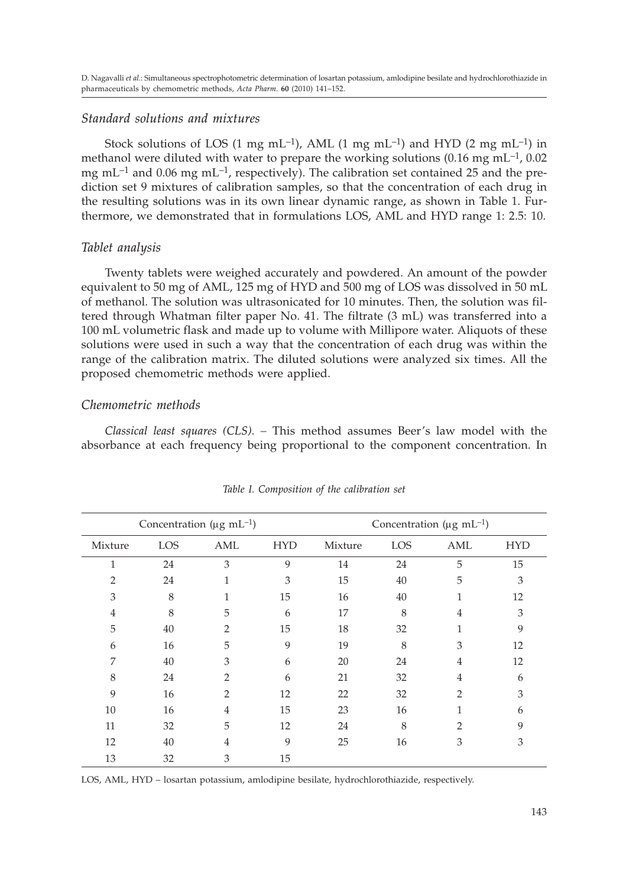### *Standard solutions and mixtures*

Stock solutions of LOS (1 mg mL$^{-1}$), AML (1 mg mL$^{-1}$) and HYD (2 mg mL$^{-1}$) in methanol were diluted with water to prepare the working solutions (0.16 mg mL$^{-1}$, 0.02 mg mL$^{-1}$ and 0.06 mg mL$^{-1}$, respectively). The calibration set contained 25 and the prediction set 9 mixtures of calibration samples, so that the concentration of each drug in the resulting solutions was in its own linear dynamic range, as shown in Table 1. Furthermore, we demonstrated that in formulations LOS, AML and HYD range 1: 2.5: 10.

### *Tablet analysis*

Twenty tablets were weighed accurately and powdered. An amount of the powder equivalent to 50 mg of AML, 125 mg of HYD and 500 mg of LOS was dissolved in 50 mL of methanol. The solution was ultrasonicated for 10 minutes. Then, the solution was filtered through Whatman filter paper No. 41. The filtrate (3 mL) was transferred into a 100 mL volumetric flask and made up to volume with Millipore water. Aliquots of these solutions were used in such a way that the concentration of each drug was within the range of the calibration matrix. The diluted solutions were analyzed six times. All the proposed chemometric methods were applied.

### *Chemometric methods*

*Classical least squares (CLS).* – This method assumes Beer's law model with the absorbance at each frequency being proportional to the component concentration. In

*Table I. Composition of the calibration set*

| | Concentration (µg mL$^{-1}$) | | | | Concentration (µg mL$^{-1}$) | | |
|---|---|---|---|---|---|---|---|
| Mixture | LOS | AML | HYD | Mixture | LOS | AML | HYD |
| 1 | 24 | 3 | 9 | 14 | 24 | 5 | 15 |
| 2 | 24 | 1 | 3 | 15 | 40 | 5 | 3 |
| 3 | 8 | 1 | 15 | 16 | 40 | 1 | 12 |
| 4 | 8 | 5 | 6 | 17 | 8 | 4 | 3 |
| 5 | 40 | 2 | 15 | 18 | 32 | 1 | 9 |
| 6 | 16 | 5 | 9 | 19 | 8 | 3 | 12 |
| 7 | 40 | 3 | 6 | 20 | 24 | 4 | 12 |
| 8 | 24 | 2 | 6 | 21 | 32 | 4 | 6 |
| 9 | 16 | 2 | 12 | 22 | 32 | 2 | 3 |
| 10 | 16 | 4 | 15 | 23 | 16 | 1 | 6 |
| 11 | 32 | 5 | 12 | 24 | 8 | 2 | 9 |
| 12 | 40 | 4 | 9 | 25 | 16 | 3 | 3 |
| 13 | 32 | 3 | 15 | | | | |

LOS, AML, HYD – losartan potassium, amlodipine besilate, hydrochlorothiazide, respectively.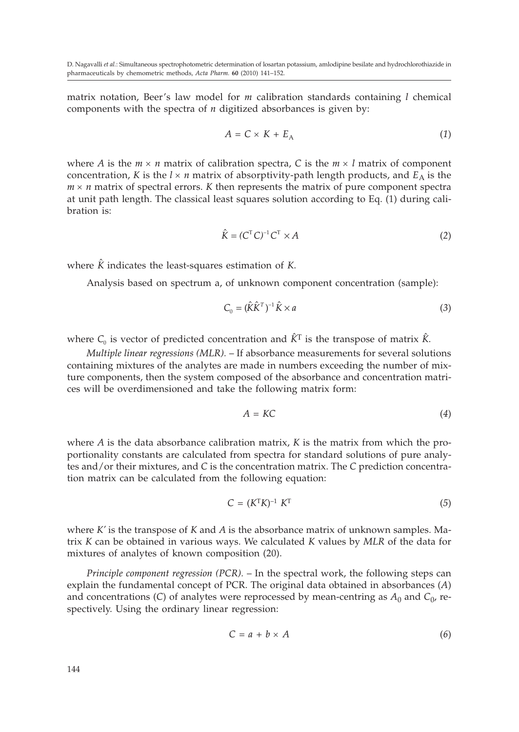matrix notation, Beer's law model for $m$ calibration standards containing $l$ chemical components with the spectra of $n$ digitized absorbances is given by:

$$A = C \times K + E_A \tag{1}$$

where $A$ is the $m \times n$ matrix of calibration spectra, $C$ is the $m \times l$ matrix of component concentration, $K$ is the $l \times n$ matrix of absorptivity-path length products, and $E_A$ is the $m \times n$ matrix of spectral errors. $K$ then represents the matrix of pure component spectra at unit path length. The classical least squares solution according to Eq. (1) during calibration is:

$$\hat{K} = (C^T C)^{-1} C^T \times A \tag{2}$$

where $\hat{K}$ indicates the least-squares estimation of $K$.

Analysis based on spectrum a, of unknown component concentration (sample):

$$C_0 = (\hat{K}\hat{K}^T)^{-1} \hat{K} \times a \tag{3}$$

where $C_0$ is vector of predicted concentration and $\hat{K}^T$ is the transpose of matrix $\hat{K}$.

*Multiple linear regressions (MLR).* – If absorbance measurements for several solutions containing mixtures of the analytes are made in numbers exceeding the number of mixture components, then the system composed of the absorbance and concentration matrices will be overdimensioned and take the following matrix form:

$$A = KC \tag{4}$$

where $A$ is the data absorbance calibration matrix, $K$ is the matrix from which the proportionality constants are calculated from spectra for standard solutions of pure analytes and/or their mixtures, and $C$ is the concentration matrix. The $C$ prediction concentration matrix can be calculated from the following equation:

$$C = (K^T K)^{-1} K^T \tag{5}$$

where $K'$ is the transpose of $K$ and $A$ is the absorbance matrix of unknown samples. Matrix $K$ can be obtained in various ways. We calculated $K$ values by *MLR* of the data for mixtures of analytes of known composition (20).

*Principle component regression (PCR).* – In the spectral work, the following steps can explain the fundamental concept of PCR. The original data obtained in absorbances ($A$) and concentrations ($C$) of analytes were reprocessed by mean-centring as $A_0$ and $C_0$, respectively. Using the ordinary linear regression:

$$C = a + b \times A \tag{6}$$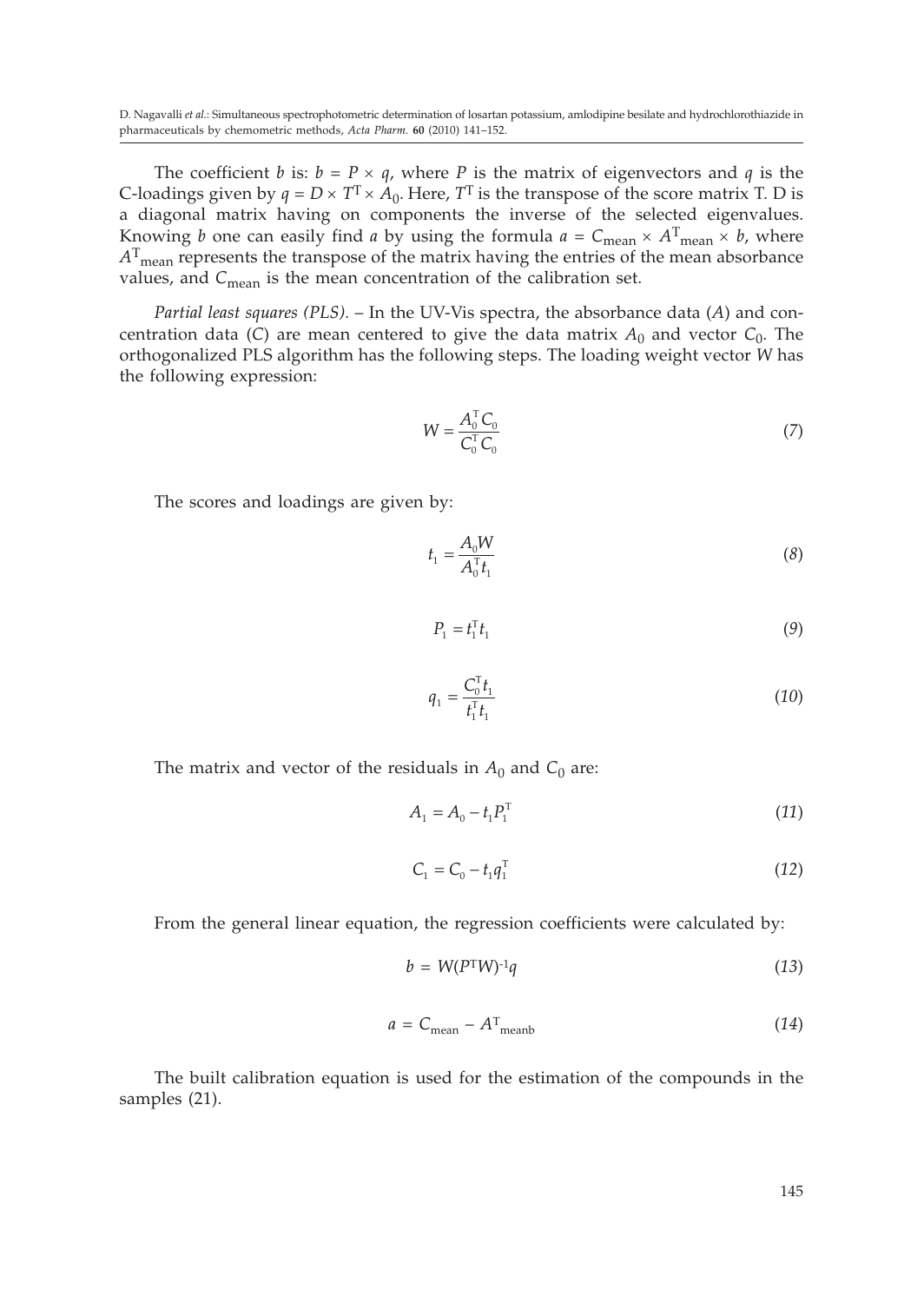The coefficient $b$ is: $b = P \times q$, where $P$ is the matrix of eigenvectors and $q$ is the C-loadings given by $q = D \times T^{T} \times A_0$. Here, $T^{T}$ is the transpose of the score matrix T. D is a diagonal matrix having on components the inverse of the selected eigenvalues. Knowing $b$ one can easily find $a$ by using the formula $a = C_{mean} \times A^{T}_{mean} \times b$, where $A^{T}_{mean}$ represents the transpose of the matrix having the entries of the mean absorbance values, and $C_{mean}$ is the mean concentration of the calibration set.

*Partial least squares (PLS).* – In the UV-Vis spectra, the absorbance data ($A$) and concentration data ($C$) are mean centered to give the data matrix $A_0$ and vector $C_0$. The orthogonalized PLS algorithm has the following steps. The loading weight vector $W$ has the following expression:

$$W = \frac{A_0^{T} C_0}{C_0^{T} C_0} \tag{7}$$

The scores and loadings are given by:

$$t_1 = \frac{A_0 W}{A_0^{T} t_1} \tag{8}$$

$$P_1 = t_1^{T} t_1 \tag{9}$$

$$q_1 = \frac{C_0^{T} t_1}{t_1^{T} t_1} \tag{10}$$

The matrix and vector of the residuals in $A_0$ and $C_0$ are:

$$A_1 = A_0 - t_1 P_1^{T} \tag{11}$$

$$C_1 = C_0 - t_1 q_1^{T} \tag{12}$$

From the general linear equation, the regression coefficients were calculated by:

$$b = W(P^{T}W)^{-1}q \tag{13}$$

$$a = C_{mean} - A^{T}_{meanb} \tag{14}$$

The built calibration equation is used for the estimation of the compounds in the samples (21).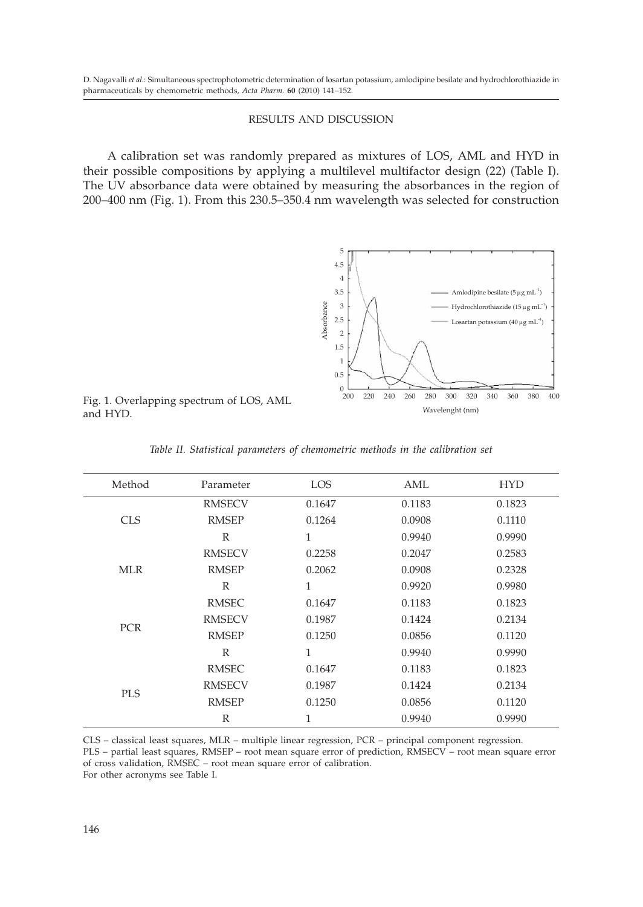## RESULTS AND DISCUSSION

A calibration set was randomly prepared as mixtures of LOS, AML and HYD in their possible compositions by applying a multilevel multifactor design (22) (Table I). The UV absorbance data were obtained by measuring the absorbances in the region of 200–400 nm (Fig. 1). From this 230.5–350.4 nm wavelength was selected for construction

Fig. 1. Overlapping spectrum of LOS, AML and HYD.

*Table II. Statistical parameters of chemometric methods in the calibration set*

| Method | Parameter | LOS | AML | HYD |
|---|---|---|---|---|
| CLS | RMSECV | 0.1647 | 0.1183 | 0.1823 |
| | RMSEP | 0.1264 | 0.0908 | 0.1110 |
| | R | 1 | 0.9940 | 0.9990 |
| MLR | RMSECV | 0.2258 | 0.2047 | 0.2583 |
| | RMSEP | 0.2062 | 0.0908 | 0.2328 |
| | R | 1 | 0.9920 | 0.9980 |
| PCR | RMSEC | 0.1647 | 0.1183 | 0.1823 |
| | RMSECV | 0.1987 | 0.1424 | 0.2134 |
| | RMSEP | 0.1250 | 0.0856 | 0.1120 |
| | R | 1 | 0.9940 | 0.9990 |
| PLS | RMSEC | 0.1647 | 0.1183 | 0.1823 |
| | RMSECV | 0.1987 | 0.1424 | 0.2134 |
| | RMSEP | 0.1250 | 0.0856 | 0.1120 |
| | R | 1 | 0.9940 | 0.9990 |

CLS – classical least squares, MLR – multiple linear regression, PCR – principal component regression.
PLS – partial least squares, RMSEP – root mean square error of prediction, RMSECV – root mean square error of cross validation, RMSEC – root mean square error of calibration.
For other acronyms see Table I.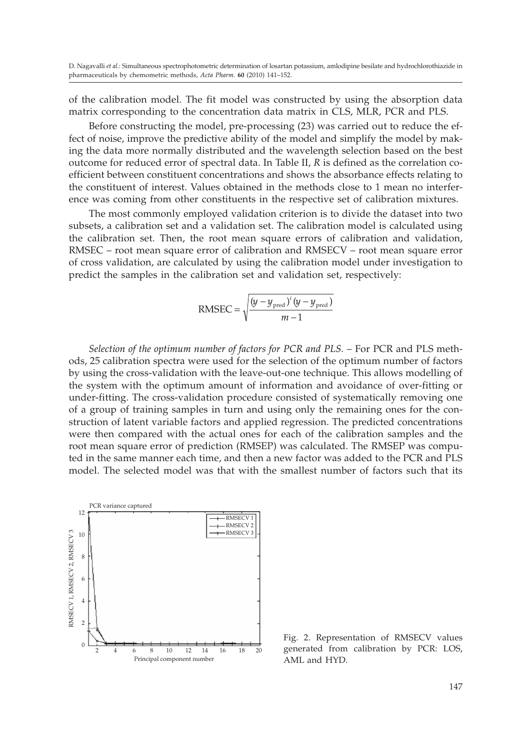of the calibration model. The fit model was constructed by using the absorption data matrix corresponding to the concentration data matrix in CLS, MLR, PCR and PLS.

Before constructing the model, pre-processing (23) was carried out to reduce the effect of noise, improve the predictive ability of the model and simplify the model by making the data more normally distributed and the wavelength selection based on the best outcome for reduced error of spectral data. In Table II, *R* is defined as the correlation coefficient between constituent concentrations and shows the absorbance effects relating to the constituent of interest. Values obtained in the methods close to 1 mean no interference was coming from other constituents in the respective set of calibration mixtures.

The most commonly employed validation criterion is to divide the dataset into two subsets, a calibration set and a validation set. The calibration model is calculated using the calibration set. Then, the root mean square errors of calibration and validation, RMSEC – root mean square error of calibration and RMSECV – root mean square error of cross validation, are calculated by using the calibration model under investigation to predict the samples in the calibration set and validation set, respectively:

$$\text{RMSEC} = \sqrt{\frac{(y - y_{\text{pred}})^{i}(y - y_{\text{pred}})}{m - 1}}$$

*Selection of the optimum number of factors for PCR and PLS.* – For PCR and PLS methods, 25 calibration spectra were used for the selection of the optimum number of factors by using the cross-validation with the leave-out-one technique. This allows modelling of the system with the optimum amount of information and avoidance of over-fitting or under-fitting. The cross-validation procedure consisted of systematically removing one of a group of training samples in turn and using only the remaining ones for the construction of latent variable factors and applied regression. The predicted concentrations were then compared with the actual ones for each of the calibration samples and the root mean square error of prediction (RMSEP) was calculated. The RMSEP was computed in the same manner each time, and then a new factor was added to the PCR and PLS model. The selected model was that with the smallest number of factors such that its

PCR variance captured

RMSECV 1
RMSECV 2
RMSECV 3

RMSECV 1, RMSECV 2, RMSECV 3

0
2
4
6
8
10
12

2 4 6 8 10 12 14 16 18 20

Principal component number

Fig. 2. Representation of RMSECV values generated from calibration by PCR: LOS, AML and HYD.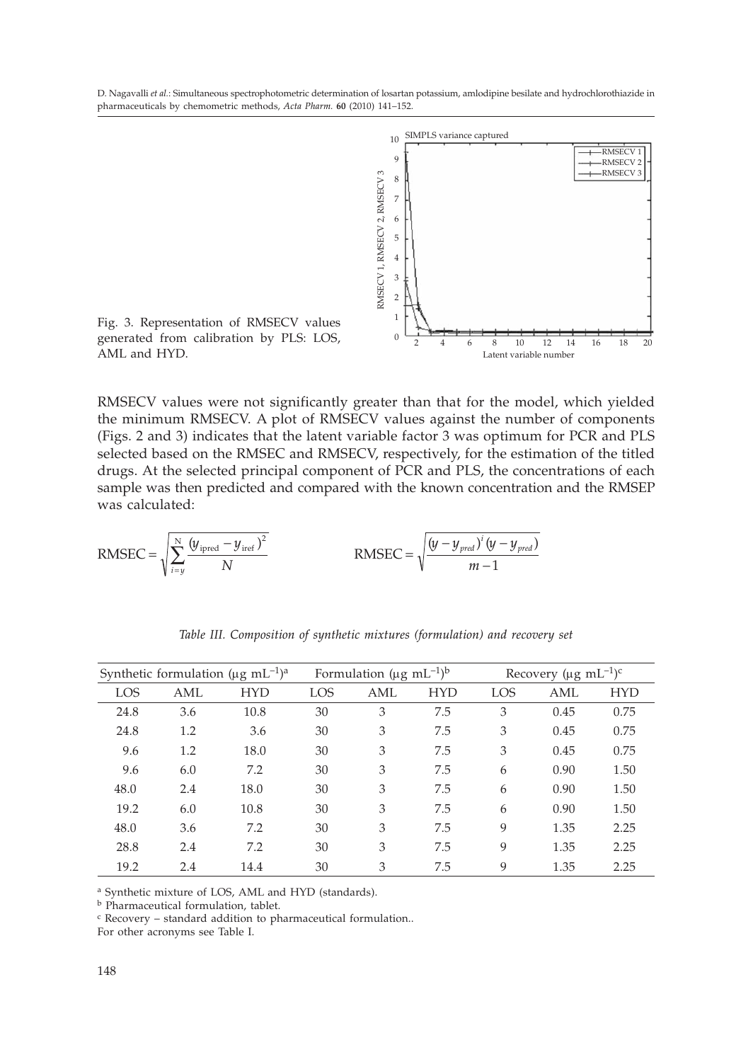Fig. 3. Representation of RMSECV values generated from calibration by PLS: LOS, AML and HYD.

RMSECV values were not significantly greater than that for the model, which yielded the minimum RMSECV. A plot of RMSECV values against the number of components (Figs. 2 and 3) indicates that the latent variable factor 3 was optimum for PCR and PLS selected based on the RMSEC and RMSECV, respectively, for the estimation of the titled drugs. At the selected principal component of PCR and PLS, the concentrations of each sample was then predicted and compared with the known concentration and the RMSEP was calculated:

$$\mathrm{RMSEC} = \sqrt{\sum_{i=y}^{N} \frac{(y_{\mathrm{ipred}} - y_{\mathrm{iref}})^2}{N}} \qquad \mathrm{RMSEC} = \sqrt{\frac{(y - y_{pred})^i (y - y_{pred})}{m-1}}$$

*Table III. Composition of synthetic mixtures (formulation) and recovery set*

| Synthetic formulation (μg mL$^{-1}$)[a] | | | Formulation (μg mL$^{-1}$)[b] | | | Recovery (μg mL$^{-1}$)[c] | | |
|---|---|---|---|---|---|---|---|---|
| LOS | AML | HYD | LOS | AML | HYD | LOS | AML | HYD |
| 24.8 | 3.6 | 10.8 | 30 | 3 | 7.5 | 3 | 0.45 | 0.75 |
| 24.8 | 1.2 | 3.6 | 30 | 3 | 7.5 | 3 | 0.45 | 0.75 |
| 9.6 | 1.2 | 18.0 | 30 | 3 | 7.5 | 3 | 0.45 | 0.75 |
| 9.6 | 6.0 | 7.2 | 30 | 3 | 7.5 | 6 | 0.90 | 1.50 |
| 48.0 | 2.4 | 18.0 | 30 | 3 | 7.5 | 6 | 0.90 | 1.50 |
| 19.2 | 6.0 | 10.8 | 30 | 3 | 7.5 | 6 | 0.90 | 1.50 |
| 48.0 | 3.6 | 7.2 | 30 | 3 | 7.5 | 9 | 1.35 | 2.25 |
| 28.8 | 2.4 | 7.2 | 30 | 3 | 7.5 | 9 | 1.35 | 2.25 |
| 19.2 | 2.4 | 14.4 | 30 | 3 | 7.5 | 9 | 1.35 | 2.25 |

[a] Synthetic mixture of LOS, AML and HYD (standards).

[b] Pharmaceutical formulation, tablet.

[c] Recovery – standard addition to pharmaceutical formulation..

For other acronyms see Table I.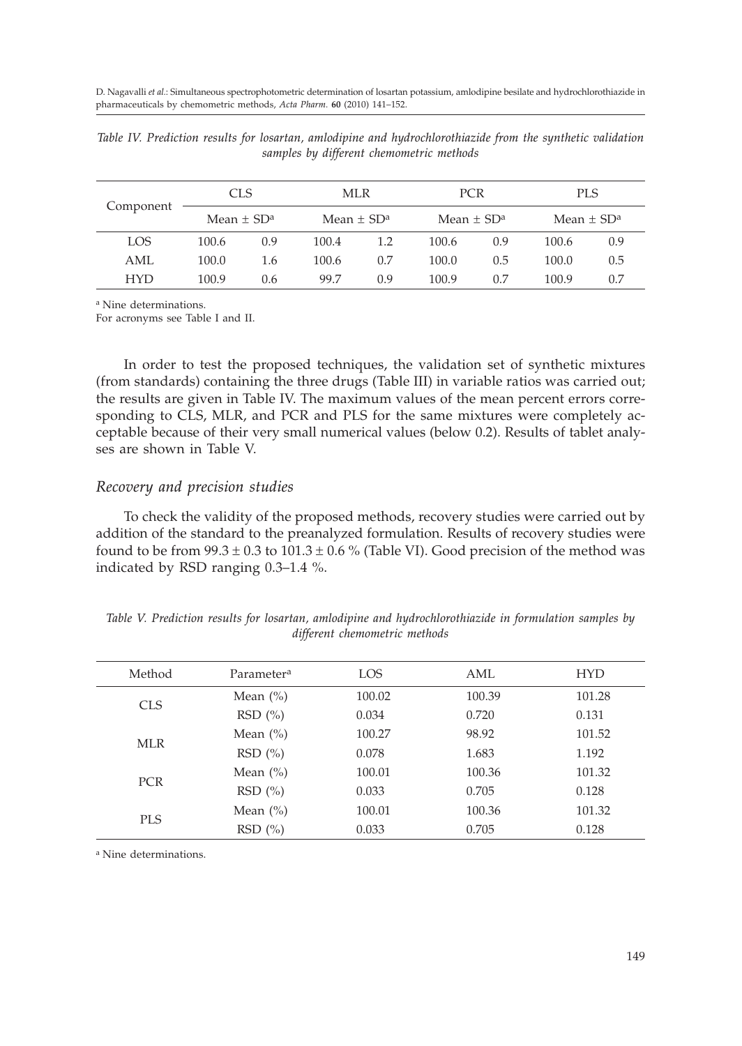*Table IV. Prediction results for losartan, amlodipine and hydrochlorothiazide from the synthetic validation samples by different chemometric methods*

| Component | CLS | | MLR | | PCR | | PLS | |
|---|---|---|---|---|---|---|---|---|
| | Mean ± SD[a] | | Mean ± SD[a] | | Mean ± SD[a] | | Mean ± SD[a] | |
| LOS | 100.6 | 0.9 | 100.4 | 1.2 | 100.6 | 0.9 | 100.6 | 0.9 |
| AML | 100.0 | 1.6 | 100.6 | 0.7 | 100.0 | 0.5 | 100.0 | 0.5 |
| HYD | 100.9 | 0.6 | 99.7 | 0.9 | 100.9 | 0.7 | 100.9 | 0.7 |

[a] Nine determinations.

For acronyms see Table I and II.

In order to test the proposed techniques, the validation set of synthetic mixtures (from standards) containing the three drugs (Table III) in variable ratios was carried out; the results are given in Table IV. The maximum values of the mean percent errors corresponding to CLS, MLR, and PCR and PLS for the same mixtures were completely acceptable because of their very small numerical values (below 0.2). Results of tablet analyses are shown in Table V.

### *Recovery and precision studies*

To check the validity of the proposed methods, recovery studies were carried out by addition of the standard to the preanalyzed formulation. Results of recovery studies were found to be from 99.3 ± 0.3 to 101.3 ± 0.6 % (Table VI). Good precision of the method was indicated by RSD ranging 0.3–1.4 %.

*Table V. Prediction results for losartan, amlodipine and hydrochlorothiazide in formulation samples by different chemometric methods*

| Method | Parameter[a] | LOS | AML | HYD |
|---|---|---|---|---|
| CLS | Mean (%) | 100.02 | 100.39 | 101.28 |
| | RSD (%) | 0.034 | 0.720 | 0.131 |
| MLR | Mean (%) | 100.27 | 98.92 | 101.52 |
| | RSD (%) | 0.078 | 1.683 | 1.192 |
| PCR | Mean (%) | 100.01 | 100.36 | 101.32 |
| | RSD (%) | 0.033 | 0.705 | 0.128 |
| PLS | Mean (%) | 100.01 | 100.36 | 101.32 |
| | RSD (%) | 0.033 | 0.705 | 0.128 |

[a] Nine determinations.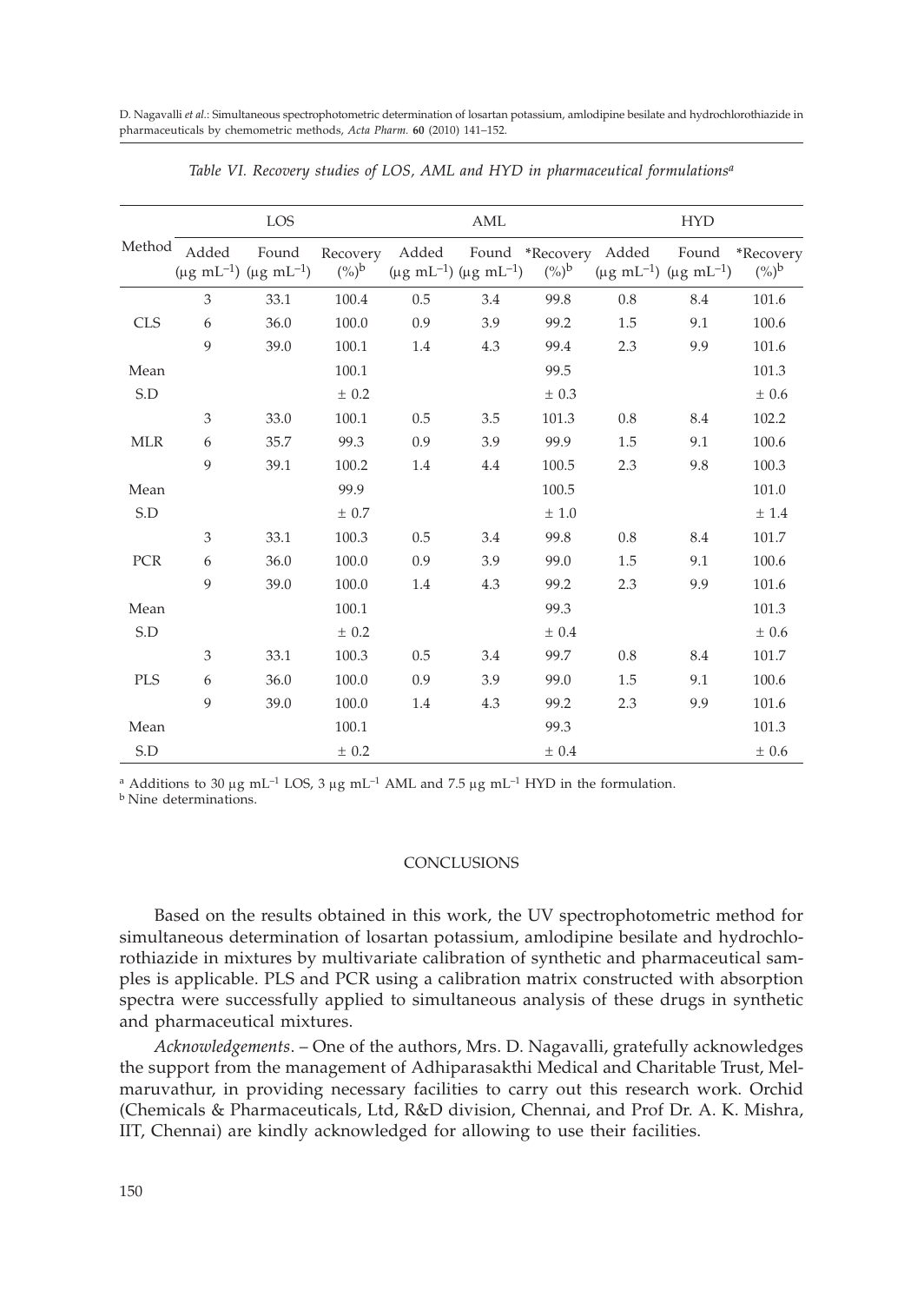*Table VI. Recovery studies of LOS, AML and HYD in pharmaceutical formulations*[a]

| Method | LOS | | | AML | | | HYD | | |
|---|---|---|---|---|---|---|---|---|---|
| | Added ($\mu g\ mL^{-1}$) | Found ($\mu g\ mL^{-1}$) | Recovery (%)[b] | Added ($\mu g\ mL^{-1}$) | Found ($\mu g\ mL^{-1}$) | *Recovery (%)[b] | Added ($\mu g\ mL^{-1}$) | Found ($\mu g\ mL^{-1}$) | *Recovery (%)[b] |
| | 3 | 33.1 | 100.4 | 0.5 | 3.4 | 99.8 | 0.8 | 8.4 | 101.6 |
| CLS | 6 | 36.0 | 100.0 | 0.9 | 3.9 | 99.2 | 1.5 | 9.1 | 100.6 |
| | 9 | 39.0 | 100.1 | 1.4 | 4.3 | 99.4 | 2.3 | 9.9 | 101.6 |
| Mean | | | 100.1 | | | 99.5 | | | 101.3 |
| S.D | | | ± 0.2 | | | ± 0.3 | | | ± 0.6 |
| | 3 | 33.0 | 100.1 | 0.5 | 3.5 | 101.3 | 0.8 | 8.4 | 102.2 |
| MLR | 6 | 35.7 | 99.3 | 0.9 | 3.9 | 99.9 | 1.5 | 9.1 | 100.6 |
| | 9 | 39.1 | 100.2 | 1.4 | 4.4 | 100.5 | 2.3 | 9.8 | 100.3 |
| Mean | | | 99.9 | | | 100.5 | | | 101.0 |
| S.D | | | ± 0.7 | | | ± 1.0 | | | ± 1.4 |
| | 3 | 33.1 | 100.3 | 0.5 | 3.4 | 99.8 | 0.8 | 8.4 | 101.7 |
| PCR | 6 | 36.0 | 100.0 | 0.9 | 3.9 | 99.0 | 1.5 | 9.1 | 100.6 |
| | 9 | 39.0 | 100.0 | 1.4 | 4.3 | 99.2 | 2.3 | 9.9 | 101.6 |
| Mean | | | 100.1 | | | 99.3 | | | 101.3 |
| S.D | | | ± 0.2 | | | ± 0.4 | | | ± 0.6 |
| | 3 | 33.1 | 100.3 | 0.5 | 3.4 | 99.7 | 0.8 | 8.4 | 101.7 |
| PLS | 6 | 36.0 | 100.0 | 0.9 | 3.9 | 99.0 | 1.5 | 9.1 | 100.6 |
| | 9 | 39.0 | 100.0 | 1.4 | 4.3 | 99.2 | 2.3 | 9.9 | 101.6 |
| Mean | | | 100.1 | | | 99.3 | | | 101.3 |
| S.D | | | ± 0.2 | | | ± 0.4 | | | ± 0.6 |

[a] Additions to 30 $\mu g\ mL^{-1}$ LOS, 3 $\mu g\ mL^{-1}$ AML and 7.5 $\mu g\ mL^{-1}$ HYD in the formulation.
[b] Nine determinations.

## CONCLUSIONS

Based on the results obtained in this work, the UV spectrophotometric method for simultaneous determination of losartan potassium, amlodipine besilate and hydrochlorothiazide in mixtures by multivariate calibration of synthetic and pharmaceutical samples is applicable. PLS and PCR using a calibration matrix constructed with absorption spectra were successfully applied to simultaneous analysis of these drugs in synthetic and pharmaceutical mixtures.

*Acknowledgements*. – One of the authors, Mrs. D. Nagavalli, gratefully acknowledges the support from the management of Adhiparasakthi Medical and Charitable Trust, Melmaruvathur, in providing necessary facilities to carry out this research work. Orchid (Chemicals & Pharmaceuticals, Ltd, R&D division, Chennai, and Prof Dr. A. K. Mishra, IIT, Chennai) are kindly acknowledged for allowing to use their facilities.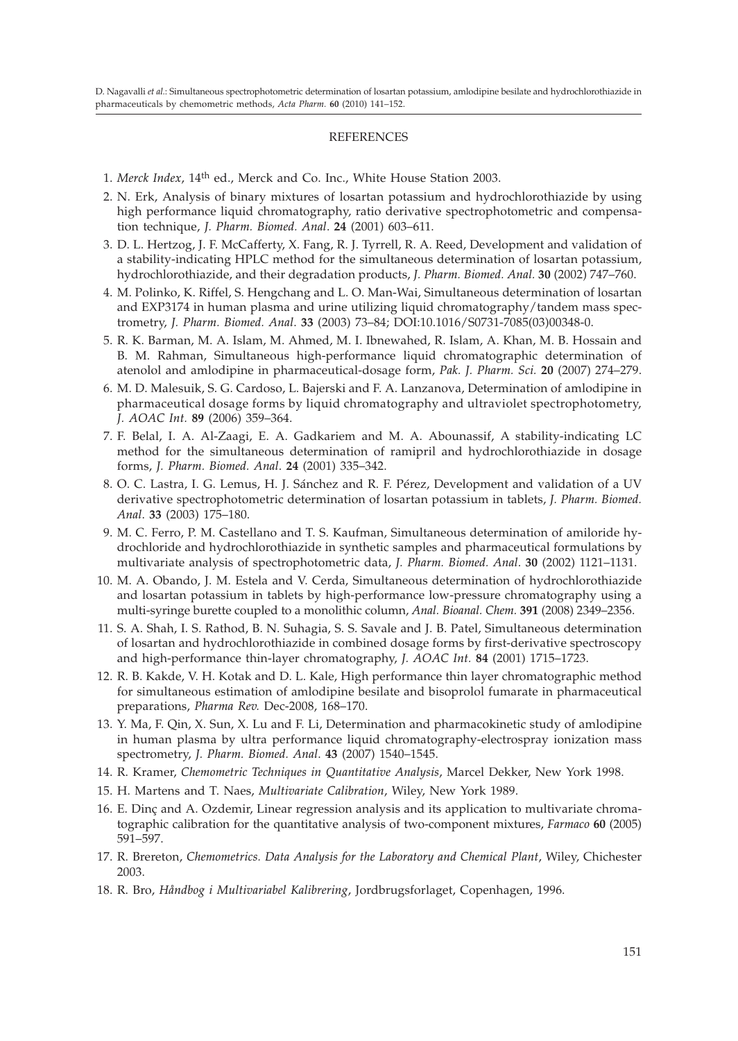## REFERENCES

1. *Merck Index*, 14th ed., Merck and Co. Inc., White House Station 2003.
2. N. Erk, Analysis of binary mixtures of losartan potassium and hydrochlorothiazide by using high performance liquid chromatography, ratio derivative spectrophotometric and compensation technique, *J. Pharm. Biomed. Anal.* **24** (2001) 603–611.
3. D. L. Hertzog, J. F. McCafferty, X. Fang, R. J. Tyrrell, R. A. Reed, Development and validation of a stability-indicating HPLC method for the simultaneous determination of losartan potassium, hydrochlorothiazide, and their degradation products, *J. Pharm. Biomed. Anal.* **30** (2002) 747–760.
4. M. Polinko, K. Riffel, S. Hengchang and L. O. Man-Wai, Simultaneous determination of losartan and EXP3174 in human plasma and urine utilizing liquid chromatography/tandem mass spectrometry, *J. Pharm. Biomed. Anal.* **33** (2003) 73–84; DOI:10.1016/S0731-7085(03)00348-0.
5. R. K. Barman, M. A. Islam, M. Ahmed, M. I. Ibnewahed, R. Islam, A. Khan, M. B. Hossain and B. M. Rahman, Simultaneous high-performance liquid chromatographic determination of atenolol and amlodipine in pharmaceutical-dosage form, *Pak. J. Pharm. Sci.* **20** (2007) 274–279.
6. M. D. Malesuik, S. G. Cardoso, L. Bajerski and F. A. Lanzanova, Determination of amlodipine in pharmaceutical dosage forms by liquid chromatography and ultraviolet spectrophotometry, *J. AOAC Int.* **89** (2006) 359–364.
7. F. Belal, I. A. Al-Zaagi, E. A. Gadkariem and M. A. Abounassif, A stability-indicating LC method for the simultaneous determination of ramipril and hydrochlorothiazide in dosage forms, *J. Pharm. Biomed. Anal.* **24** (2001) 335–342.
8. O. C. Lastra, I. G. Lemus, H. J. Sánchez and R. F. Pérez, Development and validation of a UV derivative spectrophotometric determination of losartan potassium in tablets, *J. Pharm. Biomed. Anal.* **33** (2003) 175–180.
9. M. C. Ferro, P. M. Castellano and T. S. Kaufman, Simultaneous determination of amiloride hydrochloride and hydrochlorothiazide in synthetic samples and pharmaceutical formulations by multivariate analysis of spectrophotometric data, *J. Pharm. Biomed. Anal.* **30** (2002) 1121–1131.
10. M. A. Obando, J. M. Estela and V. Cerda, Simultaneous determination of hydrochlorothiazide and losartan potassium in tablets by high-performance low-pressure chromatography using a multi-syringe burette coupled to a monolithic column, *Anal. Bioanal. Chem.* **391** (2008) 2349–2356.
11. S. A. Shah, I. S. Rathod, B. N. Suhagia, S. S. Savale and J. B. Patel, Simultaneous determination of losartan and hydrochlorothiazide in combined dosage forms by first-derivative spectroscopy and high-performance thin-layer chromatography, *J. AOAC Int.* **84** (2001) 1715–1723.
12. R. B. Kakde, V. H. Kotak and D. L. Kale, High performance thin layer chromatographic method for simultaneous estimation of amlodipine besilate and bisoprolol fumarate in pharmaceutical preparations, *Pharma Rev.* Dec-2008, 168–170.
13. Y. Ma, F. Qin, X. Sun, X. Lu and F. Li, Determination and pharmacokinetic study of amlodipine in human plasma by ultra performance liquid chromatography-electrospray ionization mass spectrometry, *J. Pharm. Biomed. Anal.* **43** (2007) 1540–1545.
14. R. Kramer, *Chemometric Techniques in Quantitative Analysis*, Marcel Dekker, New York 1998.
15. H. Martens and T. Naes, *Multivariate Calibration*, Wiley, New York 1989.
16. E. Dinç and A. Ozdemir, Linear regression analysis and its application to multivariate chromatographic calibration for the quantitative analysis of two-component mixtures, *Farmaco* **60** (2005) 591–597.
17. R. Brereton, *Chemometrics. Data Analysis for the Laboratory and Chemical Plant*, Wiley, Chichester 2003.
18. R. Bro, *Håndbog i Multivariabel Kalibrering*, Jordbrugsforlaget, Copenhagen, 1996.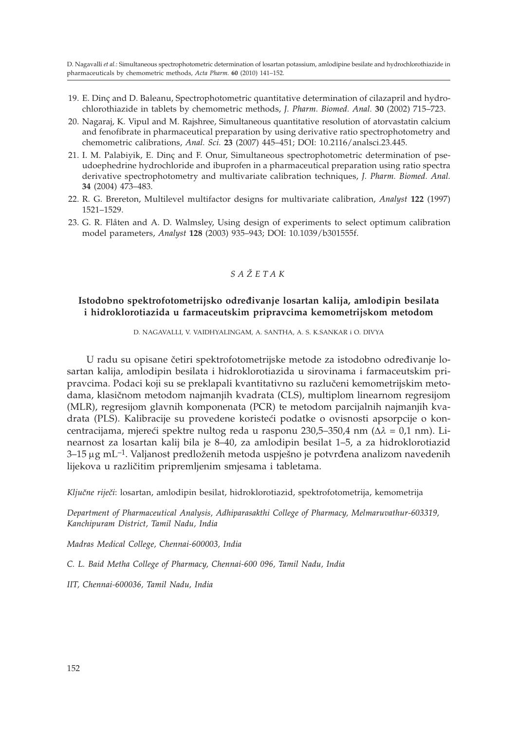19. E. Dinç and D. Baleanu, Spectrophotometric quantitative determination of cilazapril and hydrochlorothiazide in tablets by chemometric methods, *J. Pharm. Biomed. Anal.* **30** (2002) 715–723.
20. Nagaraj, K. Vipul and M. Rajshree, Simultaneous quantitative resolution of atorvastatin calcium and fenofibrate in pharmaceutical preparation by using derivative ratio spectrophotometry and chemometric calibrations, *Anal. Sci.* **23** (2007) 445–451; DOI: 10.2116/analsci.23.445.
21. I. M. Palabiyik, E. Dinç and F. Onur, Simultaneous spectrophotometric determination of pseudoephedrine hydrochloride and ibuprofen in a pharmaceutical preparation using ratio spectra derivative spectrophotometry and multivariate calibration techniques, *J. Pharm. Biomed. Anal.* **34** (2004) 473–483.
22. R. G. Brereton, Multilevel multifactor designs for multivariate calibration, *Analyst* **122** (1997) 1521–1529.
23. G. R. Flåten and A. D. Walmsley, Using design of experiments to select optimum calibration model parameters, *Analyst* **128** (2003) 935–943; DOI: 10.1039/b301555f.

## *S A Ž E T A K*

### Istodobno spektrofotometrijsko određivanje losartan kalija, amlodipin besilata i hidroklorotiazida u farmaceutskim pripravcima kemometrijskom metodom

D. NAGAVALLI, V. VAIDHYALINGAM, A. SANTHA, A. S. K.SANKAR i O. DIVYA

U radu su opisane četiri spektrofotometrijske metode za istodobno određivanje losartan kalija, amlodipin besilata i hidroklorotiazida u sirovinama i farmaceutskim pripravcima. Podaci koji su se preklapali kvantitativno su razlučeni kemometrijskim metodama, klasičnom metodom najmanjih kvadrata (CLS), multiplom linearnom regresijom (MLR), regresijom glavnih komponenata (PCR) te metodom parcijalnih najmanjih kvadrata (PLS). Kalibracije su provedene koristeći podatke o ovisnosti apsorpcije o koncentracijama, mjereći spektre nultog reda u rasponu 230,5–350,4 nm ($\Delta\lambda$ = 0,1 nm). Linearnost za losartan kalij bila je 8–40, za amlodipin besilat 1–5, a za hidroklorotiazid 3–15 $\mu$g mL$^{-1}$. Valjanost predloženih metoda uspješno je potvrđena analizom navedenih lijekova u različitim pripremljenim smjesama i tabletama.

*Ključne riječi*: losartan, amlodipin besilat, hidroklorotiazid, spektrofotometrija, kemometrija

*Department of Pharmaceutical Analysis, Adhiparasakthi College of Pharmacy, Melmaruvathur-603319, Kanchipuram District, Tamil Nadu, India*

*Madras Medical College, Chennai-600003, India*

*C. L. Baid Metha College of Pharmacy, Chennai-600 096, Tamil Nadu, India*

*IIT, Chennai-600036, Tamil Nadu, India*